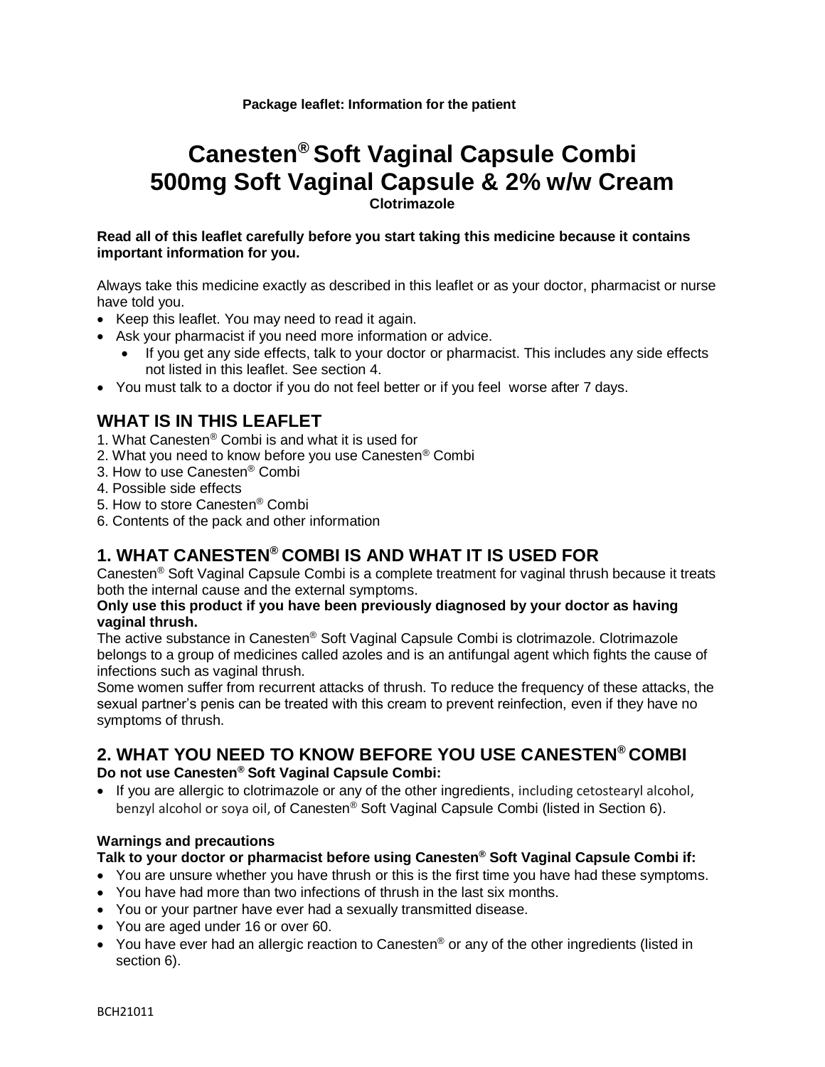**Package leaflet: Information for the patient**

# Canesten® Soft Vaginal Capsule Combi 500mg Soft Vaginal Capsule & 2% w/w Cream

**Clotrimazole**

**Read all of this leaflet carefully before you start taking this medicine because it contains important information for you.**

Always take this medicine exactly as described in this leaflet or as your doctor, pharmacist or nurse have told you.

- Keep this leaflet. You may need to read it again.
- Ask your pharmacist if you need more information or advice.
  - If you get any side effects, talk to your doctor or pharmacist. This includes any side effects not listed in this leaflet. See section 4.
- You must talk to a doctor if you do not feel better or if you feel worse after 7 days.

## WHAT IS IN THIS LEAFLET

1. What Canesten® Combi is and what it is used for
2. What you need to know before you use Canesten® Combi
3. How to use Canesten® Combi
4. Possible side effects
5. How to store Canesten® Combi
6. Contents of the pack and other information

## 1. WHAT CANESTEN® COMBI IS AND WHAT IT IS USED FOR

Canesten® Soft Vaginal Capsule Combi is a complete treatment for vaginal thrush because it treats both the internal cause and the external symptoms.

**Only use this product if you have been previously diagnosed by your doctor as having vaginal thrush.**

The active substance in Canesten® Soft Vaginal Capsule Combi is clotrimazole. Clotrimazole belongs to a group of medicines called azoles and is an antifungal agent which fights the cause of infections such as vaginal thrush.

Some women suffer from recurrent attacks of thrush. To reduce the frequency of these attacks, the sexual partner's penis can be treated with this cream to prevent reinfection, even if they have no symptoms of thrush.

## 2. WHAT YOU NEED TO KNOW BEFORE YOU USE CANESTEN® COMBI

**Do not use Canesten® Soft Vaginal Capsule Combi:**

- If you are allergic to clotrimazole or any of the other ingredients, including cetostearyl alcohol, benzyl alcohol or soya oil, of Canesten® Soft Vaginal Capsule Combi (listed in Section 6).

**Warnings and precautions**

**Talk to your doctor or pharmacist before using Canesten® Soft Vaginal Capsule Combi if:**

- You are unsure whether you have thrush or this is the first time you have had these symptoms.
- You have had more than two infections of thrush in the last six months.
- You or your partner have ever had a sexually transmitted disease.
- You are aged under 16 or over 60.
- You have ever had an allergic reaction to Canesten® or any of the other ingredients (listed in section 6).

BCH21011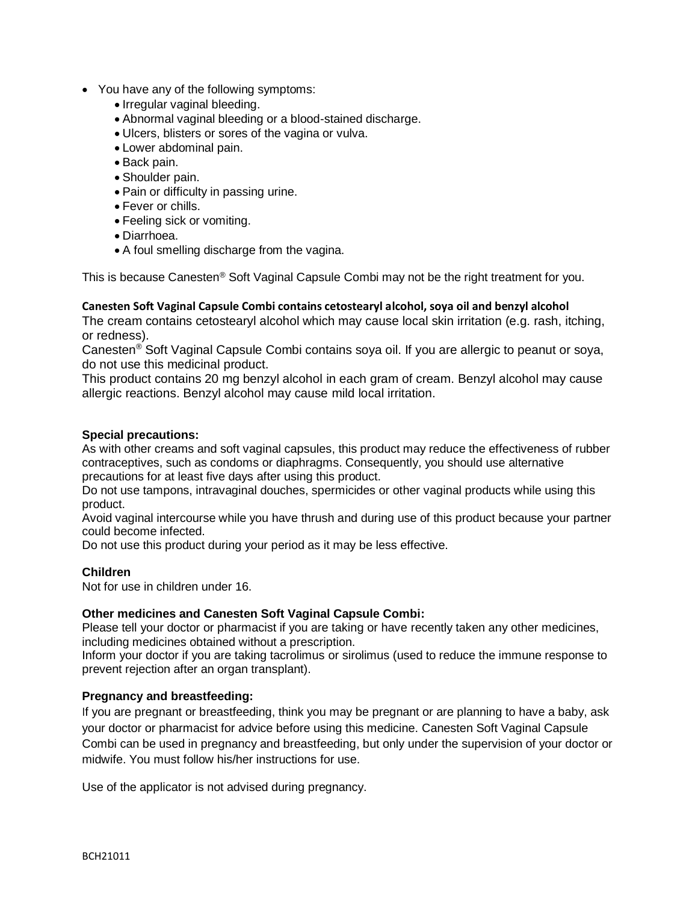- You have any of the following symptoms:
    - Irregular vaginal bleeding.
    - Abnormal vaginal bleeding or a blood-stained discharge.
    - Ulcers, blisters or sores of the vagina or vulva.
    - Lower abdominal pain.
    - Back pain.
    - Shoulder pain.
    - Pain or difficulty in passing urine.
    - Fever or chills.
    - Feeling sick or vomiting.
    - Diarrhoea.
    - A foul smelling discharge from the vagina.

This is because Canesten® Soft Vaginal Capsule Combi may not be the right treatment for you.

**Canesten Soft Vaginal Capsule Combi contains cetostearyl alcohol, soya oil and benzyl alcohol**

The cream contains cetostearyl alcohol which may cause local skin irritation (e.g. rash, itching, or redness).

Canesten® Soft Vaginal Capsule Combi contains soya oil. If you are allergic to peanut or soya, do not use this medicinal product.

This product contains 20 mg benzyl alcohol in each gram of cream. Benzyl alcohol may cause allergic reactions. Benzyl alcohol may cause mild local irritation.

**Special precautions:**

As with other creams and soft vaginal capsules, this product may reduce the effectiveness of rubber contraceptives, such as condoms or diaphragms. Consequently, you should use alternative precautions for at least five days after using this product.

Do not use tampons, intravaginal douches, spermicides or other vaginal products while using this product.

Avoid vaginal intercourse while you have thrush and during use of this product because your partner could become infected.

Do not use this product during your period as it may be less effective.

**Children**

Not for use in children under 16.

**Other medicines and Canesten Soft Vaginal Capsule Combi:**

Please tell your doctor or pharmacist if you are taking or have recently taken any other medicines, including medicines obtained without a prescription.

Inform your doctor if you are taking tacrolimus or sirolimus (used to reduce the immune response to prevent rejection after an organ transplant).

**Pregnancy and breastfeeding:**

If you are pregnant or breastfeeding, think you may be pregnant or are planning to have a baby, ask your doctor or pharmacist for advice before using this medicine. Canesten Soft Vaginal Capsule Combi can be used in pregnancy and breastfeeding, but only under the supervision of your doctor or midwife. You must follow his/her instructions for use.

Use of the applicator is not advised during pregnancy.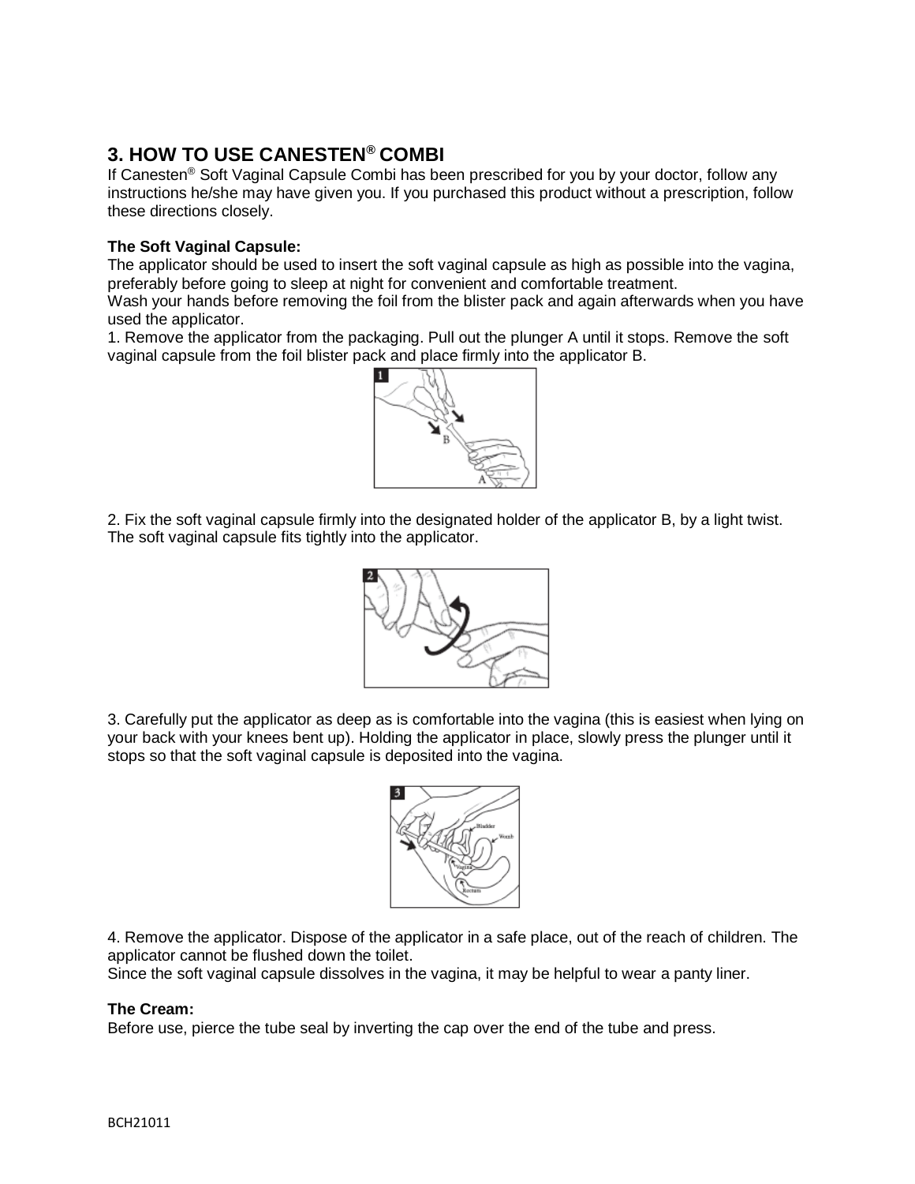## 3. HOW TO USE CANESTEN® COMBI

If Canesten® Soft Vaginal Capsule Combi has been prescribed for you by your doctor, follow any instructions he/she may have given you. If you purchased this product without a prescription, follow these directions closely.

**The Soft Vaginal Capsule:**

The applicator should be used to insert the soft vaginal capsule as high as possible into the vagina, preferably before going to sleep at night for convenient and comfortable treatment.

Wash your hands before removing the foil from the blister pack and again afterwards when you have used the applicator.

1. Remove the applicator from the packaging. Pull out the plunger A until it stops. Remove the soft vaginal capsule from the foil blister pack and place firmly into the applicator B.

2. Fix the soft vaginal capsule firmly into the designated holder of the applicator B, by a light twist. The soft vaginal capsule fits tightly into the applicator.

3. Carefully put the applicator as deep as is comfortable into the vagina (this is easiest when lying on your back with your knees bent up). Holding the applicator in place, slowly press the plunger until it stops so that the soft vaginal capsule is deposited into the vagina.

4. Remove the applicator. Dispose of the applicator in a safe place, out of the reach of children. The applicator cannot be flushed down the toilet.

Since the soft vaginal capsule dissolves in the vagina, it may be helpful to wear a panty liner.

**The Cream:**

Before use, pierce the tube seal by inverting the cap over the end of the tube and press.

BCH21011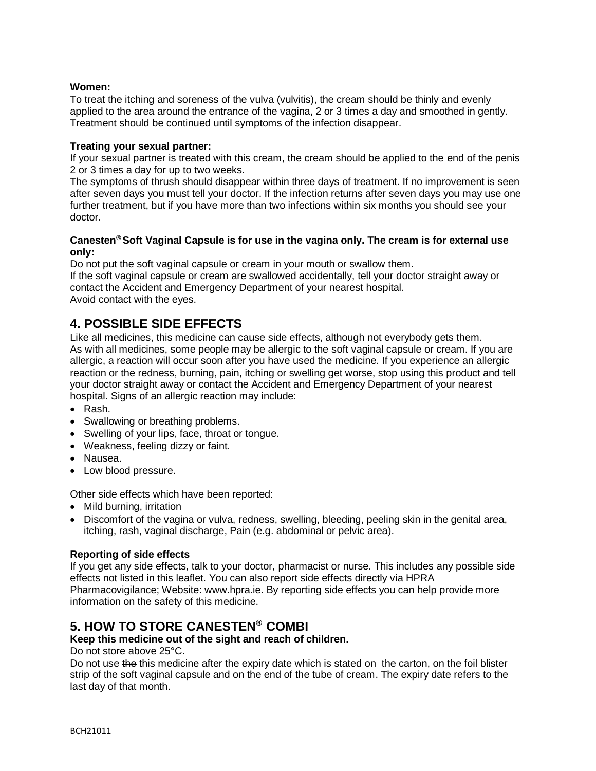**Women:**
To treat the itching and soreness of the vulva (vulvitis), the cream should be thinly and evenly applied to the area around the entrance of the vagina, 2 or 3 times a day and smoothed in gently. Treatment should be continued until symptoms of the infection disappear.

**Treating your sexual partner:**
If your sexual partner is treated with this cream, the cream should be applied to the end of the penis 2 or 3 times a day for up to two weeks.
The symptoms of thrush should disappear within three days of treatment. If no improvement is seen after seven days you must tell your doctor. If the infection returns after seven days you may use one further treatment, but if you have more than two infections within six months you should see your doctor.

**Canesten® Soft Vaginal Capsule is for use in the vagina only. The cream is for external use only:**
Do not put the soft vaginal capsule or cream in your mouth or swallow them.
If the soft vaginal capsule or cream are swallowed accidentally, tell your doctor straight away or contact the Accident and Emergency Department of your nearest hospital.
Avoid contact with the eyes.

## 4. POSSIBLE SIDE EFFECTS

Like all medicines, this medicine can cause side effects, although not everybody gets them.
As with all medicines, some people may be allergic to the soft vaginal capsule or cream. If you are allergic, a reaction will occur soon after you have used the medicine. If you experience an allergic reaction or the redness, burning, pain, itching or swelling get worse, stop using this product and tell your doctor straight away or contact the Accident and Emergency Department of your nearest hospital. Signs of an allergic reaction may include:

- Rash.
- Swallowing or breathing problems.
- Swelling of your lips, face, throat or tongue.
- Weakness, feeling dizzy or faint.
- Nausea.
- Low blood pressure.

Other side effects which have been reported:

- Mild burning, irritation
- Discomfort of the vagina or vulva, redness, swelling, bleeding, peeling skin in the genital area, itching, rash, vaginal discharge, Pain (e.g. abdominal or pelvic area).

**Reporting of side effects**
If you get any side effects, talk to your doctor, pharmacist or nurse. This includes any possible side effects not listed in this leaflet. You can also report side effects directly via HPRA Pharmacovigilance; Website: www.hpra.ie. By reporting side effects you can help provide more information on the safety of this medicine.

## 5. HOW TO STORE CANESTEN® COMBI

**Keep this medicine out of the sight and reach of children.**
Do not store above 25°C.
Do not use ~~the~~ this medicine after the expiry date which is stated on the carton, on the foil blister strip of the soft vaginal capsule and on the end of the tube of cream. The expiry date refers to the last day of that month.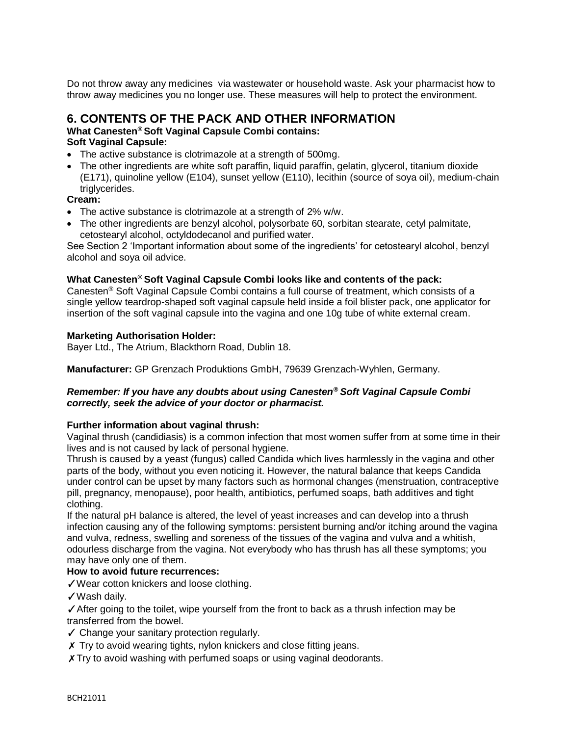Do not throw away any medicines via wastewater or household waste. Ask your pharmacist how to throw away medicines you no longer use. These measures will help to protect the environment.

## 6. CONTENTS OF THE PACK AND OTHER INFORMATION

**What Canesten® Soft Vaginal Capsule Combi contains:**

**Soft Vaginal Capsule:**

- The active substance is clotrimazole at a strength of 500mg.
- The other ingredients are white soft paraffin, liquid paraffin, gelatin, glycerol, titanium dioxide (E171), quinoline yellow (E104), sunset yellow (E110), lecithin (source of soya oil), medium-chain triglycerides.

**Cream:**

- The active substance is clotrimazole at a strength of 2% w/w.
- The other ingredients are benzyl alcohol, polysorbate 60, sorbitan stearate, cetyl palmitate, cetostearyl alcohol, octyldodecanol and purified water.

See Section 2 'Important information about some of the ingredients' for cetostearyl alcohol, benzyl alcohol and soya oil advice.

**What Canesten® Soft Vaginal Capsule Combi looks like and contents of the pack:**

Canesten® Soft Vaginal Capsule Combi contains a full course of treatment, which consists of a single yellow teardrop-shaped soft vaginal capsule held inside a foil blister pack, one applicator for insertion of the soft vaginal capsule into the vagina and one 10g tube of white external cream.

**Marketing Authorisation Holder:**

Bayer Ltd., The Atrium, Blackthorn Road, Dublin 18.

**Manufacturer:** GP Grenzach Produktions GmbH, 79639 Grenzach-Wyhlen, Germany.

***Remember: If you have any doubts about using Canesten® Soft Vaginal Capsule Combi correctly, seek the advice of your doctor or pharmacist.***

**Further information about vaginal thrush:**

Vaginal thrush (candidiasis) is a common infection that most women suffer from at some time in their lives and is not caused by lack of personal hygiene.

Thrush is caused by a yeast (fungus) called Candida which lives harmlessly in the vagina and other parts of the body, without you even noticing it. However, the natural balance that keeps Candida under control can be upset by many factors such as hormonal changes (menstruation, contraceptive pill, pregnancy, menopause), poor health, antibiotics, perfumed soaps, bath additives and tight clothing.

If the natural pH balance is altered, the level of yeast increases and can develop into a thrush infection causing any of the following symptoms: persistent burning and/or itching around the vagina and vulva, redness, swelling and soreness of the tissues of the vagina and vulva and a whitish, odourless discharge from the vagina. Not everybody who has thrush has all these symptoms; you may have only one of them.

**How to avoid future recurrences:**

✓ Wear cotton knickers and loose clothing.

✓ Wash daily.

✓ After going to the toilet, wipe yourself from the front to back as a thrush infection may be transferred from the bowel.

✓ Change your sanitary protection regularly.

✗ Try to avoid wearing tights, nylon knickers and close fitting jeans.

✗ Try to avoid washing with perfumed soaps or using vaginal deodorants.

BCH21011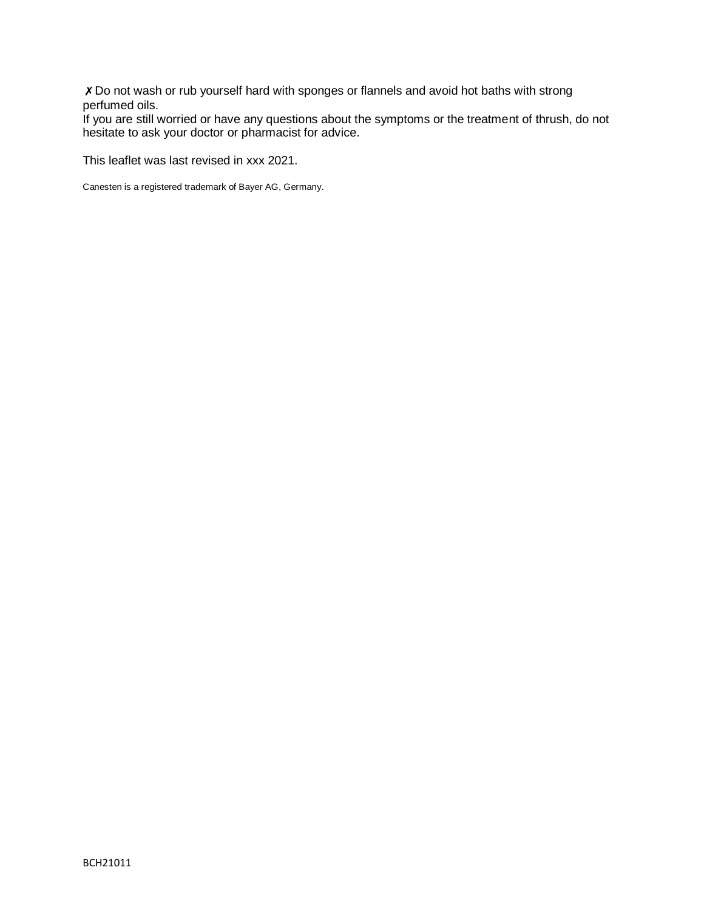✗ Do not wash or rub yourself hard with sponges or flannels and avoid hot baths with strong perfumed oils.

If you are still worried or have any questions about the symptoms or the treatment of thrush, do not hesitate to ask your doctor or pharmacist for advice.

This leaflet was last revised in xxx 2021.

Canesten is a registered trademark of Bayer AG, Germany.

BCH21011